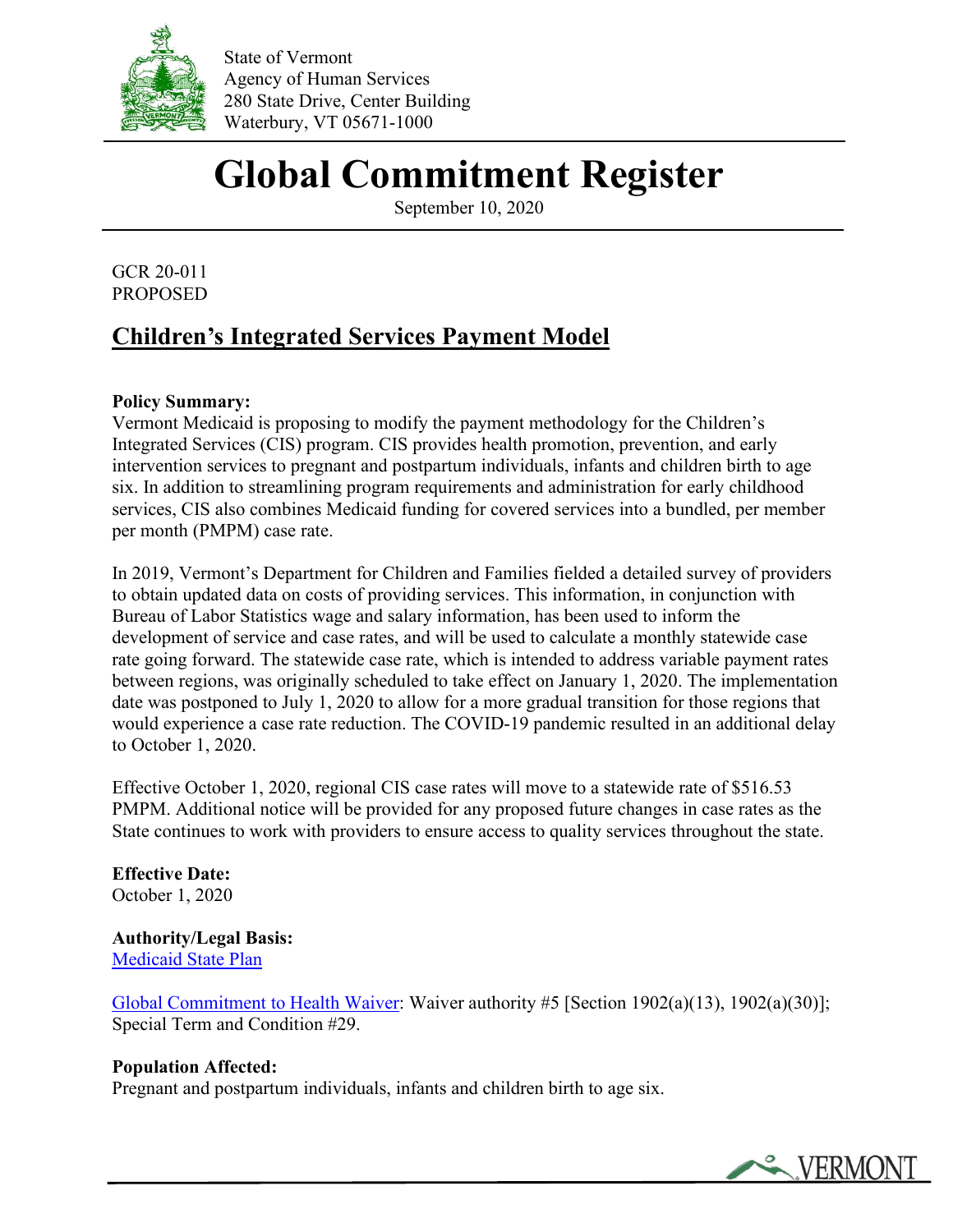State of Vermont
Agency of Human Services
280 State Drive, Center Building
Waterbury, VT 05671-1000

# Global Commitment Register

September 10, 2020

GCR 20-011
PROPOSED

## Children's Integrated Services Payment Model

**Policy Summary:**
Vermont Medicaid is proposing to modify the payment methodology for the Children's Integrated Services (CIS) program. CIS provides health promotion, prevention, and early intervention services to pregnant and postpartum individuals, infants and children birth to age six. In addition to streamlining program requirements and administration for early childhood services, CIS also combines Medicaid funding for covered services into a bundled, per member per month (PMPM) case rate.

In 2019, Vermont's Department for Children and Families fielded a detailed survey of providers to obtain updated data on costs of providing services. This information, in conjunction with Bureau of Labor Statistics wage and salary information, has been used to inform the development of service and case rates, and will be used to calculate a monthly statewide case rate going forward. The statewide case rate, which is intended to address variable payment rates between regions, was originally scheduled to take effect on January 1, 2020. The implementation date was postponed to July 1, 2020 to allow for a more gradual transition for those regions that would experience a case rate reduction. The COVID-19 pandemic resulted in an additional delay to October 1, 2020.

Effective October 1, 2020, regional CIS case rates will move to a statewide rate of $516.53 PMPM. Additional notice will be provided for any proposed future changes in case rates as the State continues to work with providers to ensure access to quality services throughout the state.

**Effective Date:**
October 1, 2020

**Authority/Legal Basis:**
Medicaid State Plan

Global Commitment to Health Waiver: Waiver authority #5 [Section 1902(a)(13), 1902(a)(30)]; Special Term and Condition #29.

**Population Affected:**
Pregnant and postpartum individuals, infants and children birth to age six.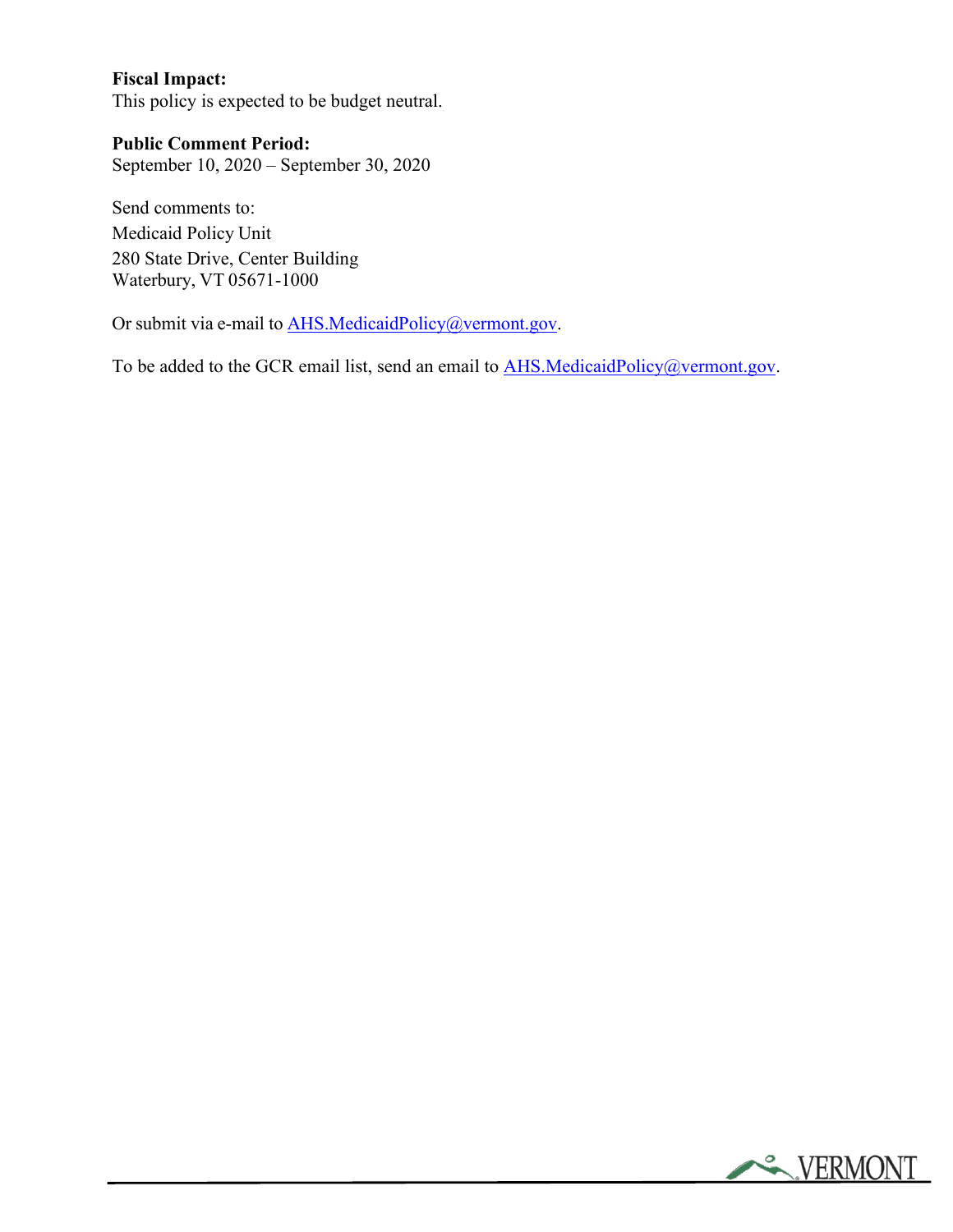**Fiscal Impact:**
This policy is expected to be budget neutral.

**Public Comment Period:**
September 10, 2020 – September 30, 2020

Send comments to:
Medicaid Policy Unit
280 State Drive, Center Building
Waterbury, VT 05671-1000

Or submit via e-mail to AHS.MedicaidPolicy@vermont.gov.

To be added to the GCR email list, send an email to AHS.MedicaidPolicy@vermont.gov.